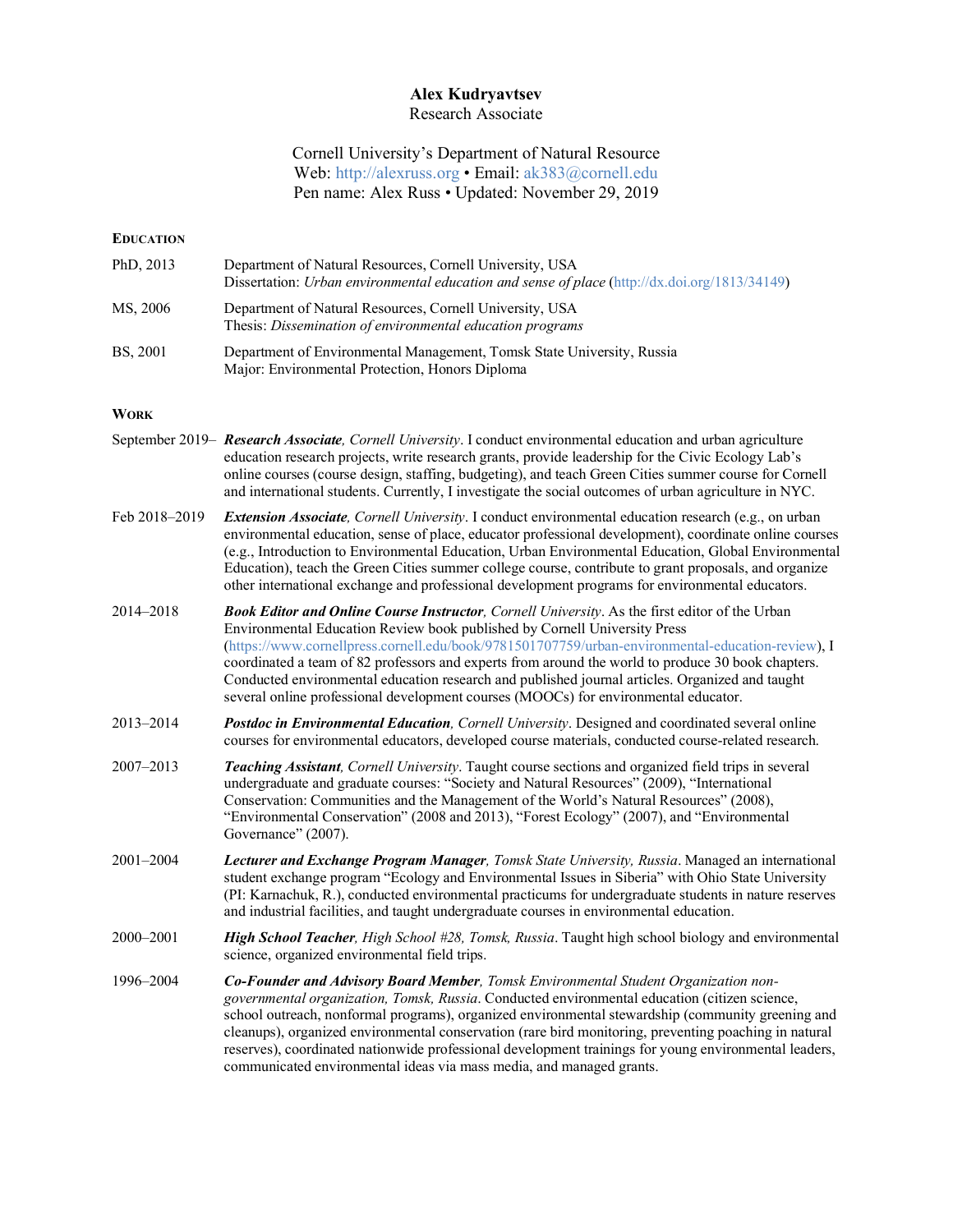# Alex Kudryavtsev

Research Associate

Cornell University's Department of Natural Resource
Web: http://alexruss.org • Email: ak383@cornell.edu
Pen name: Alex Russ • Updated: November 29, 2019

## Education

**PhD, 2013** — Department of Natural Resources, Cornell University, USA
Dissertation: *Urban environmental education and sense of place* (http://dx.doi.org/1813/34149)

**MS, 2006** — Department of Natural Resources, Cornell University, USA
Thesis: *Dissemination of environmental education programs*

**BS, 2001** — Department of Environmental Management, Tomsk State University, Russia
Major: Environmental Protection, Honors Diploma

## Work

**September 2019–** ***Research Associate**, Cornell University*. I conduct environmental education and urban agriculture education research projects, write research grants, provide leadership for the Civic Ecology Lab's online courses (course design, staffing, budgeting), and teach Green Cities summer course for Cornell and international students. Currently, I investigate the social outcomes of urban agriculture in NYC.

**Feb 2018–2019** ***Extension Associate**, Cornell University*. I conduct environmental education research (e.g., on urban environmental education, sense of place, educator professional development), coordinate online courses (e.g., Introduction to Environmental Education, Urban Environmental Education, Global Environmental Education), teach the Green Cities summer college course, contribute to grant proposals, and organize other international exchange and professional development programs for environmental educators.

**2014–2018** ***Book Editor and Online Course Instructor**, Cornell University*. As the first editor of the Urban Environmental Education Review book published by Cornell University Press (https://www.cornellpress.cornell.edu/book/9781501707759/urban-environmental-education-review), I coordinated a team of 82 professors and experts from around the world to produce 30 book chapters. Conducted environmental education research and published journal articles. Organized and taught several online professional development courses (MOOCs) for environmental educator.

**2013–2014** ***Postdoc in Environmental Education**, Cornell University*. Designed and coordinated several online courses for environmental educators, developed course materials, conducted course-related research.

**2007–2013** ***Teaching Assistant**, Cornell University*. Taught course sections and organized field trips in several undergraduate and graduate courses: "Society and Natural Resources" (2009), "International Conservation: Communities and the Management of the World's Natural Resources" (2008), "Environmental Conservation" (2008 and 2013), "Forest Ecology" (2007), and "Environmental Governance" (2007).

**2001–2004** ***Lecturer and Exchange Program Manager**, Tomsk State University, Russia*. Managed an international student exchange program "Ecology and Environmental Issues in Siberia" with Ohio State University (PI: Karnachuk, R.), conducted environmental practicums for undergraduate students in nature reserves and industrial facilities, and taught undergraduate courses in environmental education.

**2000–2001** ***High School Teacher**, High School #28, Tomsk, Russia*. Taught high school biology and environmental science, organized environmental field trips.

**1996–2004** ***Co-Founder and Advisory Board Member**, Tomsk Environmental Student Organization non-governmental organization, Tomsk, Russia*. Conducted environmental education (citizen science, school outreach, nonformal programs), organized environmental stewardship (community greening and cleanups), organized environmental conservation (rare bird monitoring, preventing poaching in natural reserves), coordinated nationwide professional development trainings for young environmental leaders, communicated environmental ideas via mass media, and managed grants.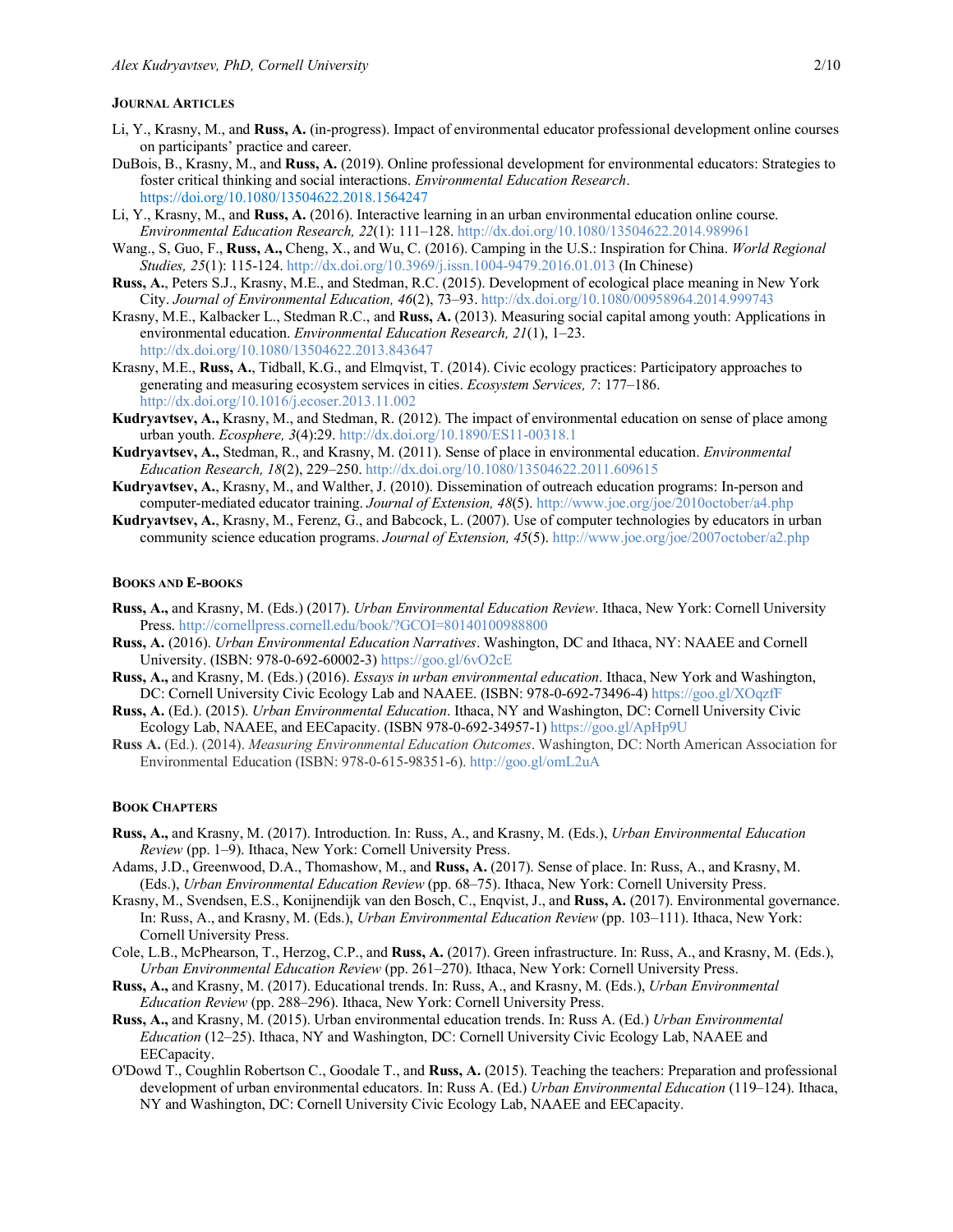### JOURNAL ARTICLES

Li, Y., Krasny, M., and **Russ, A.** (in-progress). Impact of environmental educator professional development online courses on participants' practice and career.

DuBois, B., Krasny, M., and **Russ, A.** (2019). Online professional development for environmental educators: Strategies to foster critical thinking and social interactions. *Environmental Education Research*. https://doi.org/10.1080/13504622.2018.1564247

Li, Y., Krasny, M., and **Russ, A.** (2016). Interactive learning in an urban environmental education online course. *Environmental Education Research, 22*(1): 111–128. http://dx.doi.org/10.1080/13504622.2014.989961

Wang., S, Guo, F., **Russ, A.,** Cheng, X., and Wu, C. (2016). Camping in the U.S.: Inspiration for China. *World Regional Studies, 25*(1): 115-124. http://dx.doi.org/10.3969/j.issn.1004-9479.2016.01.013 (In Chinese)

**Russ, A.**, Peters S.J., Krasny, M.E., and Stedman, R.C. (2015). Development of ecological place meaning in New York City. *Journal of Environmental Education, 46*(2), 73–93. http://dx.doi.org/10.1080/00958964.2014.999743

Krasny, M.E., Kalbacker L., Stedman R.C., and **Russ, A.** (2013). Measuring social capital among youth: Applications in environmental education. *Environmental Education Research, 21*(1), 1–23. http://dx.doi.org/10.1080/13504622.2013.843647

Krasny, M.E., **Russ, A.**, Tidball, K.G., and Elmqvist, T. (2014). Civic ecology practices: Participatory approaches to generating and measuring ecosystem services in cities. *Ecosystem Services, 7*: 177–186. http://dx.doi.org/10.1016/j.ecoser.2013.11.002

**Kudryavtsev, A.,** Krasny, M., and Stedman, R. (2012). The impact of environmental education on sense of place among urban youth. *Ecosphere, 3*(4):29. http://dx.doi.org/10.1890/ES11-00318.1

**Kudryavtsev, A.,** Stedman, R., and Krasny, M. (2011). Sense of place in environmental education. *Environmental Education Research, 18*(2), 229–250. http://dx.doi.org/10.1080/13504622.2011.609615

**Kudryavtsev, A.**, Krasny, M., and Walther, J. (2010). Dissemination of outreach education programs: In-person and computer-mediated educator training. *Journal of Extension, 48*(5). http://www.joe.org/joe/2010october/a4.php

**Kudryavtsev, A.**, Krasny, M., Ferenz, G., and Babcock, L. (2007). Use of computer technologies by educators in urban community science education programs. *Journal of Extension, 45*(5). http://www.joe.org/joe/2007october/a2.php

### BOOKS AND E-BOOKS

**Russ, A.,** and Krasny, M. (Eds.) (2017). *Urban Environmental Education Review*. Ithaca, New York: Cornell University Press. http://cornellpress.cornell.edu/book/?GCOI=80140100988800

**Russ, A.** (2016). *Urban Environmental Education Narratives*. Washington, DC and Ithaca, NY: NAAEE and Cornell University. (ISBN: 978-0-692-60002-3) https://goo.gl/6vO2cE

**Russ, A.,** and Krasny, M. (Eds.) (2016). *Essays in urban environmental education*. Ithaca, New York and Washington, DC: Cornell University Civic Ecology Lab and NAAEE. (ISBN: 978-0-692-73496-4) https://goo.gl/XOqzfF

**Russ, A.** (Ed.). (2015). *Urban Environmental Education*. Ithaca, NY and Washington, DC: Cornell University Civic Ecology Lab, NAAEE, and EECapacity. (ISBN 978-0-692-34957-1) https://goo.gl/ApHp9U

**Russ A.** (Ed.). (2014). *Measuring Environmental Education Outcomes*. Washington, DC: North American Association for Environmental Education (ISBN: 978-0-615-98351-6). http://goo.gl/omL2uA

### BOOK CHAPTERS

**Russ, A.,** and Krasny, M. (2017). Introduction. In: Russ, A., and Krasny, M. (Eds.), *Urban Environmental Education Review* (pp. 1–9). Ithaca, New York: Cornell University Press.

Adams, J.D., Greenwood, D.A., Thomashow, M., and **Russ, A.** (2017). Sense of place. In: Russ, A., and Krasny, M. (Eds.), *Urban Environmental Education Review* (pp. 68–75). Ithaca, New York: Cornell University Press.

Krasny, M., Svendsen, E.S., Konijnendijk van den Bosch, C., Enqvist, J., and **Russ, A.** (2017). Environmental governance. In: Russ, A., and Krasny, M. (Eds.), *Urban Environmental Education Review* (pp. 103–111). Ithaca, New York: Cornell University Press.

Cole, L.B., McPhearson, T., Herzog, C.P., and **Russ, A.** (2017). Green infrastructure. In: Russ, A., and Krasny, M. (Eds.), *Urban Environmental Education Review* (pp. 261–270). Ithaca, New York: Cornell University Press.

**Russ, A.,** and Krasny, M. (2017). Educational trends. In: Russ, A., and Krasny, M. (Eds.), *Urban Environmental Education Review* (pp. 288–296). Ithaca, New York: Cornell University Press.

**Russ, A.,** and Krasny, M. (2015). Urban environmental education trends. In: Russ A. (Ed.) *Urban Environmental Education* (12–25). Ithaca, NY and Washington, DC: Cornell University Civic Ecology Lab, NAAEE and EECapacity.

O'Dowd T., Coughlin Robertson C., Goodale T., and **Russ, A.** (2015). Teaching the teachers: Preparation and professional development of urban environmental educators. In: Russ A. (Ed.) *Urban Environmental Education* (119–124). Ithaca, NY and Washington, DC: Cornell University Civic Ecology Lab, NAAEE and EECapacity.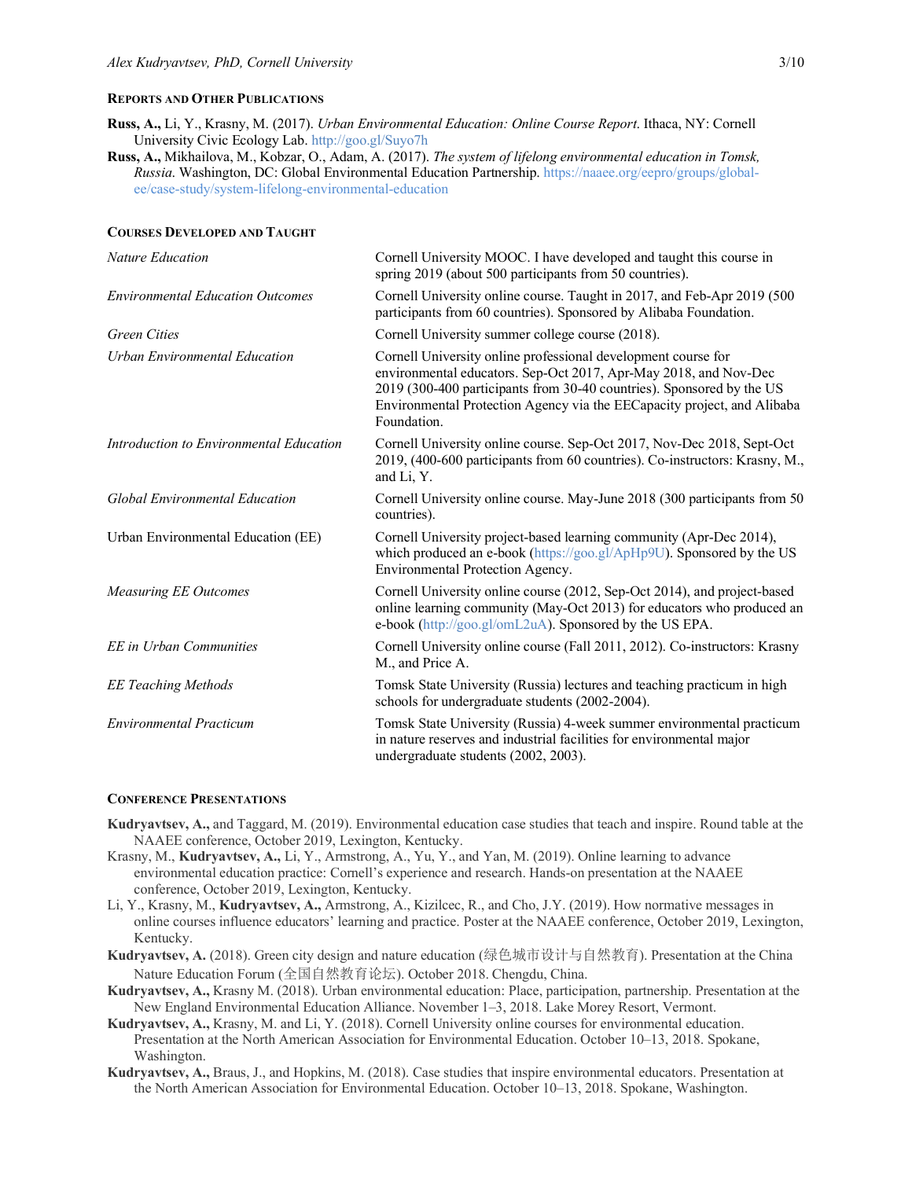## Reports and Other Publications

**Russ, A.,** Li, Y., Krasny, M. (2017). *Urban Environmental Education: Online Course Report*. Ithaca, NY: Cornell University Civic Ecology Lab. http://goo.gl/Suyo7h

**Russ, A.,** Mikhailova, M., Kobzar, O., Adam, A. (2017). *The system of lifelong environmental education in Tomsk, Russia*. Washington, DC: Global Environmental Education Partnership. https://naaee.org/eepro/groups/global-ee/case-study/system-lifelong-environmental-education

## Courses Developed and Taught

| | |
|---|---|
| *Nature Education* | Cornell University MOOC. I have developed and taught this course in spring 2019 (about 500 participants from 50 countries). |
| *Environmental Education Outcomes* | Cornell University online course. Taught in 2017, and Feb-Apr 2019 (500 participants from 60 countries). Sponsored by Alibaba Foundation. |
| *Green Cities* | Cornell University summer college course (2018). |
| *Urban Environmental Education* | Cornell University online professional development course for environmental educators. Sep-Oct 2017, Apr-May 2018, and Nov-Dec 2019 (300-400 participants from 30-40 countries). Sponsored by the US Environmental Protection Agency via the EECapacity project, and Alibaba Foundation. |
| *Introduction to Environmental Education* | Cornell University online course. Sep-Oct 2017, Nov-Dec 2018, Sept-Oct 2019, (400-600 participants from 60 countries). Co-instructors: Krasny, M., and Li, Y. |
| *Global Environmental Education* | Cornell University online course. May-June 2018 (300 participants from 50 countries). |
| Urban Environmental Education (EE) | Cornell University project-based learning community (Apr-Dec 2014), which produced an e-book (https://goo.gl/ApHp9U). Sponsored by the US Environmental Protection Agency. |
| *Measuring EE Outcomes* | Cornell University online course (2012, Sep-Oct 2014), and project-based online learning community (May-Oct 2013) for educators who produced an e-book (http://goo.gl/omL2uA). Sponsored by the US EPA. |
| *EE in Urban Communities* | Cornell University online course (Fall 2011, 2012). Co-instructors: Krasny M., and Price A. |
| *EE Teaching Methods* | Tomsk State University (Russia) lectures and teaching practicum in high schools for undergraduate students (2002-2004). |
| *Environmental Practicum* | Tomsk State University (Russia) 4-week summer environmental practicum in nature reserves and industrial facilities for environmental major undergraduate students (2002, 2003). |

## Conference Presentations

**Kudryavtsev, A.,** and Taggard, M. (2019). Environmental education case studies that teach and inspire. Round table at the NAAEE conference, October 2019, Lexington, Kentucky.

Krasny, M., **Kudryavtsev, A.,** Li, Y., Armstrong, A., Yu, Y., and Yan, M. (2019). Online learning to advance environmental education practice: Cornell's experience and research. Hands-on presentation at the NAAEE conference, October 2019, Lexington, Kentucky.

Li, Y., Krasny, M., **Kudryavtsev, A.,** Armstrong, A., Kizilcec, R., and Cho, J.Y. (2019). How normative messages in online courses influence educators' learning and practice. Poster at the NAAEE conference, October 2019, Lexington, Kentucky.

**Kudryavtsev, A.** (2018). Green city design and nature education (绿色城市设计与自然教育). Presentation at the China Nature Education Forum (全国自然教育论坛). October 2018. Chengdu, China.

**Kudryavtsev, A.,** Krasny M. (2018). Urban environmental education: Place, participation, partnership. Presentation at the New England Environmental Education Alliance. November 1–3, 2018. Lake Morey Resort, Vermont.

**Kudryavtsev, A.,** Krasny, M. and Li, Y. (2018). Cornell University online courses for environmental education. Presentation at the North American Association for Environmental Education. October 10–13, 2018. Spokane, Washington.

**Kudryavtsev, A.,** Braus, J., and Hopkins, M. (2018). Case studies that inspire environmental educators. Presentation at the North American Association for Environmental Education. October 10–13, 2018. Spokane, Washington.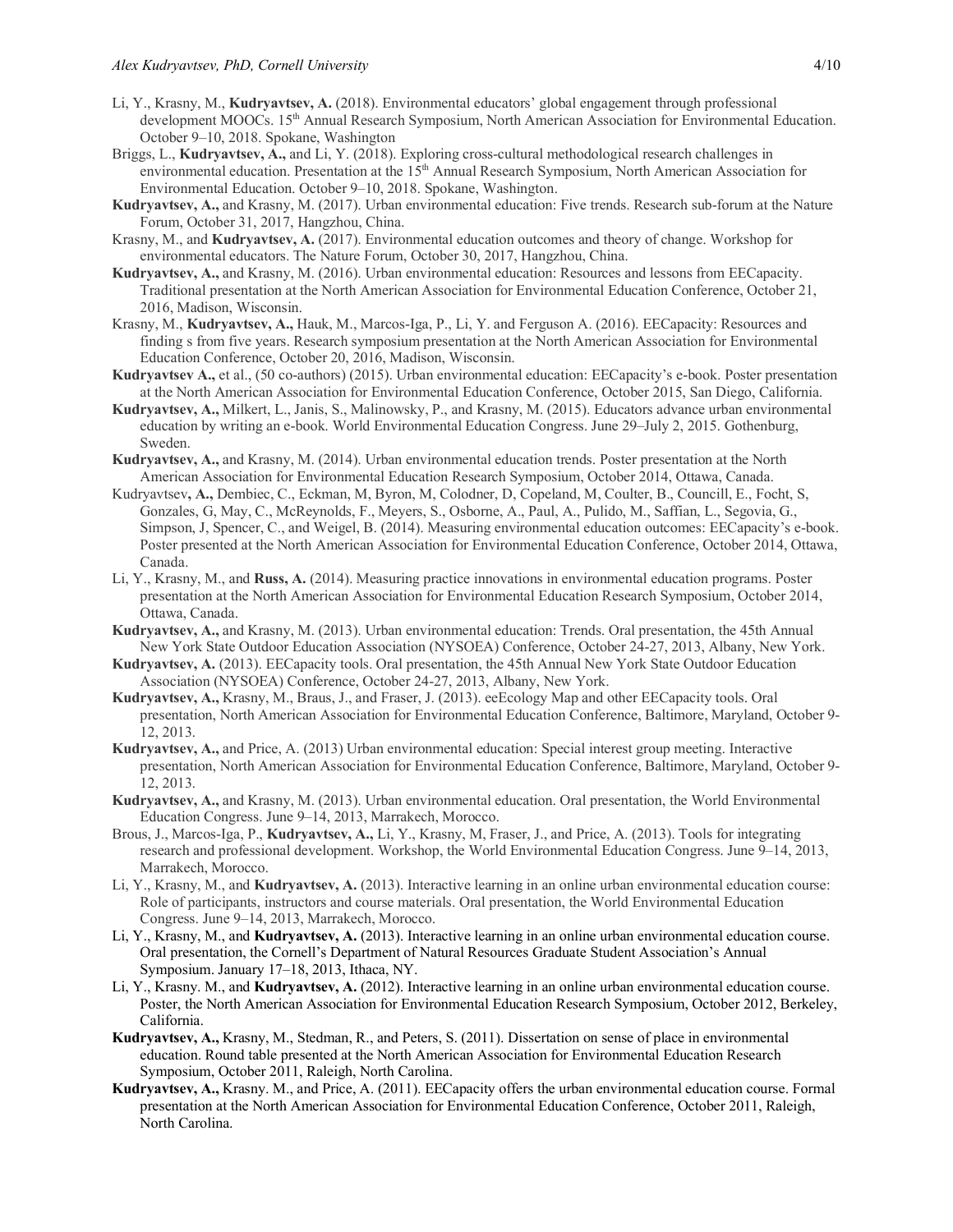Li, Y., Krasny, M., **Kudryavtsev, A.** (2018). Environmental educators' global engagement through professional development MOOCs. 15th Annual Research Symposium, North American Association for Environmental Education. October 9–10, 2018. Spokane, Washington

Briggs, L., **Kudryavtsev, A.,** and Li, Y. (2018). Exploring cross-cultural methodological research challenges in environmental education. Presentation at the 15th Annual Research Symposium, North American Association for Environmental Education. October 9–10, 2018. Spokane, Washington.

**Kudryavtsev, A.,** and Krasny, M. (2017). Urban environmental education: Five trends. Research sub-forum at the Nature Forum, October 31, 2017, Hangzhou, China.

Krasny, M., and **Kudryavtsev, A.** (2017). Environmental education outcomes and theory of change. Workshop for environmental educators. The Nature Forum, October 30, 2017, Hangzhou, China.

**Kudryavtsev, A.,** and Krasny, M. (2016). Urban environmental education: Resources and lessons from EECapacity. Traditional presentation at the North American Association for Environmental Education Conference, October 21, 2016, Madison, Wisconsin.

Krasny, M., **Kudryavtsev, A.,** Hauk, M., Marcos-Iga, P., Li, Y. and Ferguson A. (2016). EECapacity: Resources and finding s from five years. Research symposium presentation at the North American Association for Environmental Education Conference, October 20, 2016, Madison, Wisconsin.

**Kudryavtsev A.,** et al., (50 co-authors) (2015). Urban environmental education: EECapacity's e-book. Poster presentation at the North American Association for Environmental Education Conference, October 2015, San Diego, California.

**Kudryavtsev, A.,** Milkert, L., Janis, S., Malinowsky, P., and Krasny, M. (2015). Educators advance urban environmental education by writing an e-book. World Environmental Education Congress. June 29–July 2, 2015. Gothenburg, Sweden.

**Kudryavtsev, A.,** and Krasny, M. (2014). Urban environmental education trends. Poster presentation at the North American Association for Environmental Education Research Symposium, October 2014, Ottawa, Canada.

Kudryavtsev**, A.,** Dembiec, C., Eckman, M, Byron, M, Colodner, D, Copeland, M, Coulter, B., Councill, E., Focht, S, Gonzales, G, May, C., McReynolds, F., Meyers, S., Osborne, A., Paul, A., Pulido, M., Saffian, L., Segovia, G., Simpson, J, Spencer, C., and Weigel, B. (2014). Measuring environmental education outcomes: EECapacity's e-book. Poster presented at the North American Association for Environmental Education Conference, October 2014, Ottawa, Canada.

Li, Y., Krasny, M., and **Russ, A.** (2014). Measuring practice innovations in environmental education programs. Poster presentation at the North American Association for Environmental Education Research Symposium, October 2014, Ottawa, Canada.

**Kudryavtsev, A.,** and Krasny, M. (2013). Urban environmental education: Trends. Oral presentation, the 45th Annual New York State Outdoor Education Association (NYSOEA) Conference, October 24-27, 2013, Albany, New York.

**Kudryavtsev, A.** (2013). EECapacity tools. Oral presentation, the 45th Annual New York State Outdoor Education Association (NYSOEA) Conference, October 24-27, 2013, Albany, New York.

**Kudryavtsev, A.,** Krasny, M., Braus, J., and Fraser, J. (2013). eeEcology Map and other EECapacity tools. Oral presentation, North American Association for Environmental Education Conference, Baltimore, Maryland, October 9-12, 2013.

**Kudryavtsev, A.,** and Price, A. (2013) Urban environmental education: Special interest group meeting. Interactive presentation, North American Association for Environmental Education Conference, Baltimore, Maryland, October 9-12, 2013.

**Kudryavtsev, A.,** and Krasny, M. (2013). Urban environmental education. Oral presentation, the World Environmental Education Congress. June 9–14, 2013, Marrakech, Morocco.

Brous, J., Marcos-Iga, P., **Kudryavtsev, A.,** Li, Y., Krasny, M, Fraser, J., and Price, A. (2013). Tools for integrating research and professional development. Workshop, the World Environmental Education Congress. June 9–14, 2013, Marrakech, Morocco.

Li, Y., Krasny, M., and **Kudryavtsev, A.** (2013). Interactive learning in an online urban environmental education course: Role of participants, instructors and course materials. Oral presentation, the World Environmental Education Congress. June 9–14, 2013, Marrakech, Morocco.

Li, Y., Krasny, M., and **Kudryavtsev, A.** (2013). Interactive learning in an online urban environmental education course. Oral presentation, the Cornell's Department of Natural Resources Graduate Student Association's Annual Symposium. January 17–18, 2013, Ithaca, NY.

Li, Y., Krasny. M., and **Kudryavtsev, A.** (2012). Interactive learning in an online urban environmental education course. Poster, the North American Association for Environmental Education Research Symposium, October 2012, Berkeley, California.

**Kudryavtsev, A.,** Krasny, M., Stedman, R., and Peters, S. (2011). Dissertation on sense of place in environmental education. Round table presented at the North American Association for Environmental Education Research Symposium, October 2011, Raleigh, North Carolina.

**Kudryavtsev, A.,** Krasny. M., and Price, A. (2011). EECapacity offers the urban environmental education course. Formal presentation at the North American Association for Environmental Education Conference, October 2011, Raleigh, North Carolina.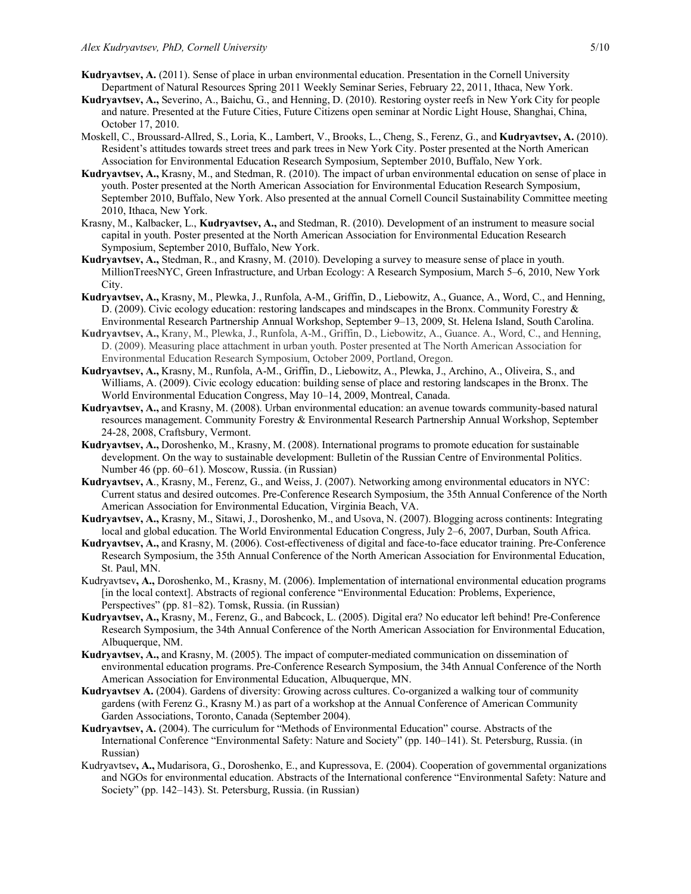**Kudryavtsev, A.** (2011). Sense of place in urban environmental education. Presentation in the Cornell University Department of Natural Resources Spring 2011 Weekly Seminar Series, February 22, 2011, Ithaca, New York.

**Kudryavtsev, A.,** Severino, A., Baichu, G., and Henning, D. (2010). Restoring oyster reefs in New York City for people and nature. Presented at the Future Cities, Future Citizens open seminar at Nordic Light House, Shanghai, China, October 17, 2010.

Moskell, C., Broussard-Allred, S., Loria, K., Lambert, V., Brooks, L., Cheng, S., Ferenz, G., and **Kudryavtsev, A.** (2010). Resident's attitudes towards street trees and park trees in New York City. Poster presented at the North American Association for Environmental Education Research Symposium, September 2010, Buffalo, New York.

**Kudryavtsev, A.,** Krasny, M., and Stedman, R. (2010). The impact of urban environmental education on sense of place in youth. Poster presented at the North American Association for Environmental Education Research Symposium, September 2010, Buffalo, New York. Also presented at the annual Cornell Council Sustainability Committee meeting 2010, Ithaca, New York.

Krasny, M., Kalbacker, L., **Kudryavtsev, A.,** and Stedman, R. (2010). Development of an instrument to measure social capital in youth. Poster presented at the North American Association for Environmental Education Research Symposium, September 2010, Buffalo, New York.

**Kudryavtsev, A.,** Stedman, R., and Krasny, M. (2010). Developing a survey to measure sense of place in youth. MillionTreesNYC, Green Infrastructure, and Urban Ecology: A Research Symposium, March 5–6, 2010, New York City.

**Kudryavtsev, A.,** Krasny, M., Plewka, J., Runfola, A-M., Griffin, D., Liebowitz, A., Guance, A., Word, C., and Henning, D. (2009). Civic ecology education: restoring landscapes and mindscapes in the Bronx. Community Forestry & Environmental Research Partnership Annual Workshop, September 9–13, 2009, St. Helena Island, South Carolina.

**Kudryavtsev, A.,** Krany, M., Plewka, J., Runfola, A-M., Griffin, D., Liebowitz, A., Guance. A., Word, C., and Henning, D. (2009). Measuring place attachment in urban youth. Poster presented at The North American Association for Environmental Education Research Symposium, October 2009, Portland, Oregon.

**Kudryavtsev, A.,** Krasny, M., Runfola, A-M., Griffin, D., Liebowitz, A., Plewka, J., Archino, A., Oliveira, S., and Williams, A. (2009). Civic ecology education: building sense of place and restoring landscapes in the Bronx. The World Environmental Education Congress, May 10–14, 2009, Montreal, Canada.

**Kudryavtsev, A.,** and Krasny, M. (2008). Urban environmental education: an avenue towards community-based natural resources management. Community Forestry & Environmental Research Partnership Annual Workshop, September 24-28, 2008, Craftsbury, Vermont.

**Kudryavtsev, A.,** Doroshenko, M., Krasny, M. (2008). International programs to promote education for sustainable development. On the way to sustainable development: Bulletin of the Russian Centre of Environmental Politics. Number 46 (pp. 60–61). Moscow, Russia. (in Russian)

**Kudryavtsev, A**., Krasny, M., Ferenz, G., and Weiss, J. (2007). Networking among environmental educators in NYC: Current status and desired outcomes. Pre-Conference Research Symposium, the 35th Annual Conference of the North American Association for Environmental Education, Virginia Beach, VA.

**Kudryavtsev, A.,** Krasny, M., Sitawi, J., Doroshenko, M., and Usova, N. (2007). Blogging across continents: Integrating local and global education. The World Environmental Education Congress, July 2–6, 2007, Durban, South Africa.

**Kudryavtsev, A.,** and Krasny, M. (2006). Cost-effectiveness of digital and face-to-face educator training. Pre-Conference Research Symposium, the 35th Annual Conference of the North American Association for Environmental Education, St. Paul, MN.

Kudryavtsev**, A.,** Doroshenko, M., Krasny, M. (2006). Implementation of international environmental education programs [in the local context]. Abstracts of regional conference "Environmental Education: Problems, Experience, Perspectives" (pp. 81–82). Tomsk, Russia. (in Russian)

**Kudryavtsev, A.,** Krasny, M., Ferenz, G., and Babcock, L. (2005). Digital era? No educator left behind! Pre-Conference Research Symposium, the 34th Annual Conference of the North American Association for Environmental Education, Albuquerque, NM.

**Kudryavtsev, A.,** and Krasny, M. (2005). The impact of computer-mediated communication on dissemination of environmental education programs. Pre-Conference Research Symposium, the 34th Annual Conference of the North American Association for Environmental Education, Albuquerque, MN.

**Kudryavtsev A.** (2004). Gardens of diversity: Growing across cultures. Co-organized a walking tour of community gardens (with Ferenz G., Krasny M.) as part of a workshop at the Annual Conference of American Community Garden Associations, Toronto, Canada (September 2004).

**Kudryavtsev, A.** (2004). The curriculum for "Methods of Environmental Education" course. Abstracts of the International Conference "Environmental Safety: Nature and Society" (pp. 140–141). St. Petersburg, Russia. (in Russian)

Kudryavtsev**, A.,** Mudarisora, G., Doroshenko, E., and Kupressova, E. (2004). Cooperation of governmental organizations and NGOs for environmental education. Abstracts of the International conference "Environmental Safety: Nature and Society" (pp. 142–143). St. Petersburg, Russia. (in Russian)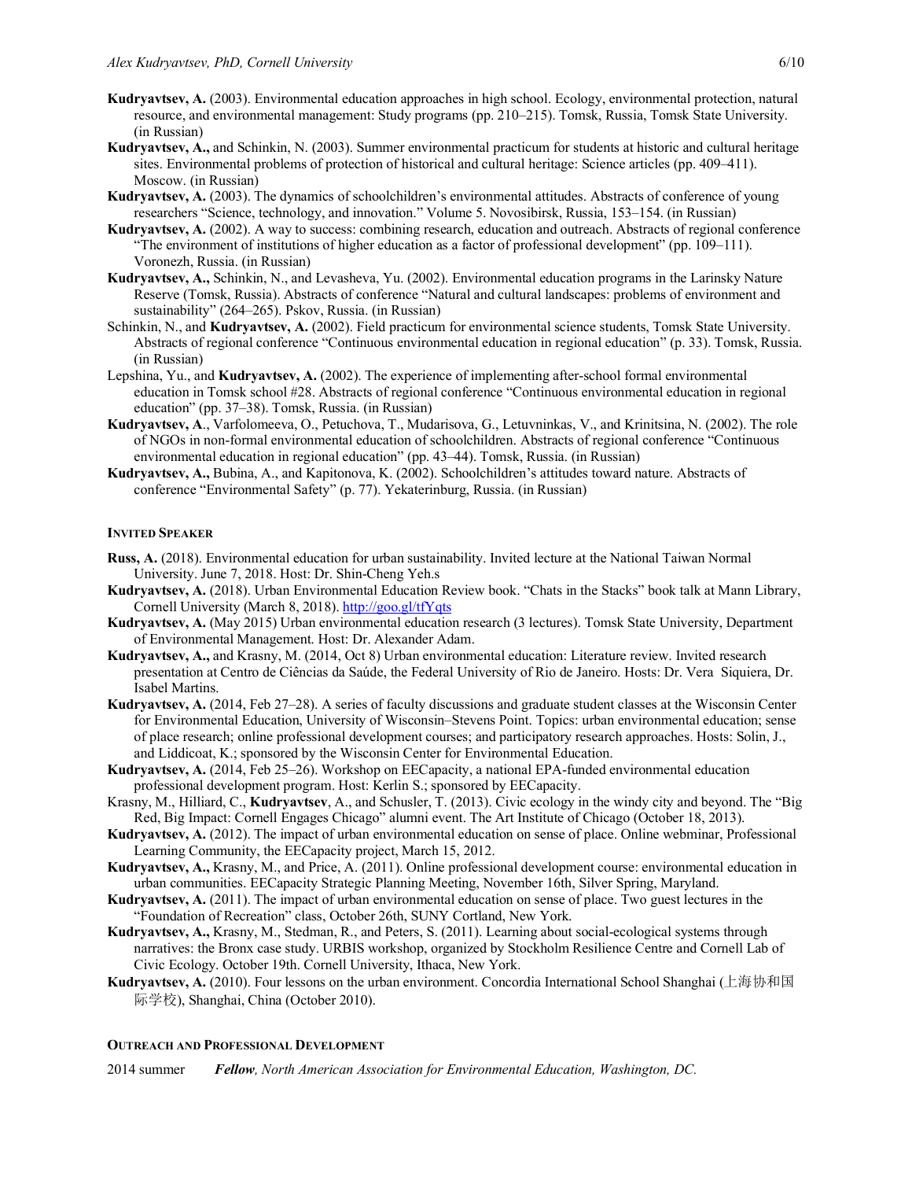**Kudryavtsev, A.** (2003). Environmental education approaches in high school. Ecology, environmental protection, natural resource, and environmental management: Study programs (pp. 210–215). Tomsk, Russia, Tomsk State University. (in Russian)

**Kudryavtsev, A.,** and Schinkin, N. (2003). Summer environmental practicum for students at historic and cultural heritage sites. Environmental problems of protection of historical and cultural heritage: Science articles (pp. 409–411). Moscow. (in Russian)

**Kudryavtsev, A.** (2003). The dynamics of schoolchildren's environmental attitudes. Abstracts of conference of young researchers "Science, technology, and innovation." Volume 5. Novosibirsk, Russia, 153–154. (in Russian)

**Kudryavtsev, A.** (2002). A way to success: combining research, education and outreach. Abstracts of regional conference "The environment of institutions of higher education as a factor of professional development" (pp. 109–111). Voronezh, Russia. (in Russian)

**Kudryavtsev, A.,** Schinkin, N., and Levasheva, Yu. (2002). Environmental education programs in the Larinsky Nature Reserve (Tomsk, Russia). Abstracts of conference "Natural and cultural landscapes: problems of environment and sustainability" (264–265). Pskov, Russia. (in Russian)

Schinkin, N., and **Kudryavtsev, A.** (2002). Field practicum for environmental science students, Tomsk State University. Abstracts of regional conference "Continuous environmental education in regional education" (p. 33). Tomsk, Russia. (in Russian)

Lepshina, Yu., and **Kudryavtsev, A.** (2002). The experience of implementing after-school formal environmental education in Tomsk school #28. Abstracts of regional conference "Continuous environmental education in regional education" (pp. 37–38). Tomsk, Russia. (in Russian)

**Kudryavtsev, A**., Varfolomeeva, O., Petuchova, T., Mudarisova, G., Letuvninkas, V., and Krinitsina, N. (2002). The role of NGOs in non-formal environmental education of schoolchildren. Abstracts of regional conference "Continuous environmental education in regional education" (pp. 43–44). Tomsk, Russia. (in Russian)

**Kudryavtsev, A.,** Bubina, A., and Kapitonova, K. (2002). Schoolchildren's attitudes toward nature. Abstracts of conference "Environmental Safety" (p. 77). Yekaterinburg, Russia. (in Russian)

#### Invited Speaker

**Russ, A.** (2018). Environmental education for urban sustainability. Invited lecture at the National Taiwan Normal University. June 7, 2018. Host: Dr. Shin-Cheng Yeh.s

**Kudryavtsev, A.** (2018). Urban Environmental Education Review book. "Chats in the Stacks" book talk at Mann Library, Cornell University (March 8, 2018). http://goo.gl/tfYqts

**Kudryavtsev, A.** (May 2015) Urban environmental education research (3 lectures). Tomsk State University, Department of Environmental Management. Host: Dr. Alexander Adam.

**Kudryavtsev, A.,** and Krasny, M. (2014, Oct 8) Urban environmental education: Literature review. Invited research presentation at Centro de Ciências da Saúde, the Federal University of Rio de Janeiro. Hosts: Dr. Vera Siquiera, Dr. Isabel Martins.

**Kudryavtsev, A.** (2014, Feb 27–28). A series of faculty discussions and graduate student classes at the Wisconsin Center for Environmental Education, University of Wisconsin–Stevens Point. Topics: urban environmental education; sense of place research; online professional development courses; and participatory research approaches. Hosts: Solin, J., and Liddicoat, K.; sponsored by the Wisconsin Center for Environmental Education.

**Kudryavtsev, A.** (2014, Feb 25–26). Workshop on EECapacity, a national EPA-funded environmental education professional development program. Host: Kerlin S.; sponsored by EECapacity.

Krasny, M., Hilliard, C., **Kudryavtsev**, A., and Schusler, T. (2013). Civic ecology in the windy city and beyond. The "Big Red, Big Impact: Cornell Engages Chicago" alumni event. The Art Institute of Chicago (October 18, 2013).

**Kudryavtsev, A.** (2012). The impact of urban environmental education on sense of place. Online webminar, Professional Learning Community, the EECapacity project, March 15, 2012.

**Kudryavtsev, A.,** Krasny, M., and Price, A. (2011). Online professional development course: environmental education in urban communities. EECapacity Strategic Planning Meeting, November 16th, Silver Spring, Maryland.

**Kudryavtsev, A.** (2011). The impact of urban environmental education on sense of place. Two guest lectures in the "Foundation of Recreation" class, October 26th, SUNY Cortland, New York.

**Kudryavtsev, A.,** Krasny, M., Stedman, R., and Peters, S. (2011). Learning about social-ecological systems through narratives: the Bronx case study. URBIS workshop, organized by Stockholm Resilience Centre and Cornell Lab of Civic Ecology. October 19th. Cornell University, Ithaca, New York.

**Kudryavtsev, A.** (2010). Four lessons on the urban environment. Concordia International School Shanghai (上海协和国际学校), Shanghai, China (October 2010).

#### Outreach and Professional Development

2014 summer ***Fellow****, North American Association for Environmental Education, Washington, DC.*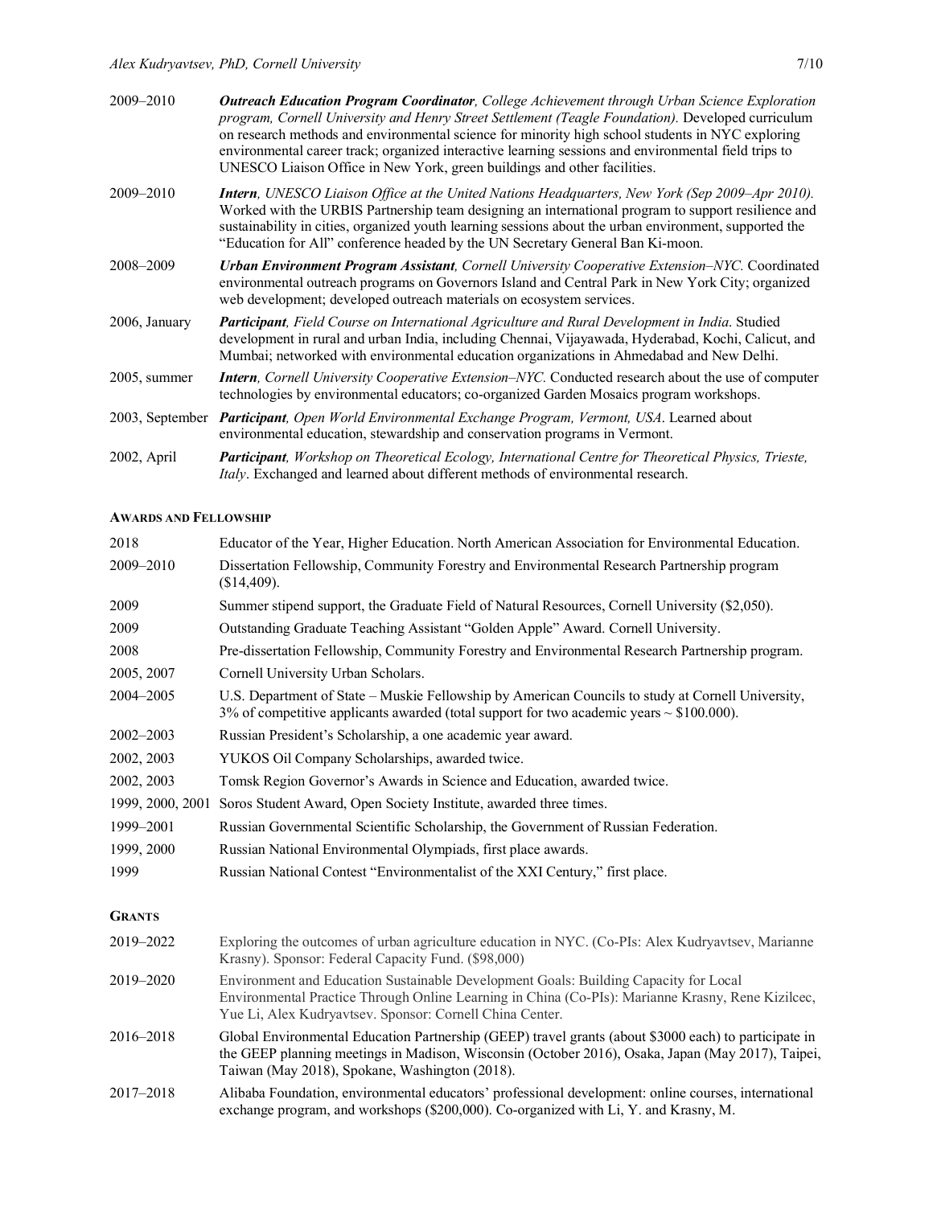2009–2010 ***Outreach Education Program Coordinator****, College Achievement through Urban Science Exploration program, Cornell University and Henry Street Settlement (Teagle Foundation).* Developed curriculum on research methods and environmental science for minority high school students in NYC exploring environmental career track; organized interactive learning sessions and environmental field trips to UNESCO Liaison Office in New York, green buildings and other facilities.

2009–2010 ***Intern****, UNESCO Liaison Office at the United Nations Headquarters, New York (Sep 2009–Apr 2010).* Worked with the URBIS Partnership team designing an international program to support resilience and sustainability in cities, organized youth learning sessions about the urban environment, supported the "Education for All" conference headed by the UN Secretary General Ban Ki-moon.

2008–2009 ***Urban Environment Program Assistant****, Cornell University Cooperative Extension–NYC.* Coordinated environmental outreach programs on Governors Island and Central Park in New York City; organized web development; developed outreach materials on ecosystem services.

2006, January ***Participant****, Field Course on International Agriculture and Rural Development in India.* Studied development in rural and urban India, including Chennai, Vijayawada, Hyderabad, Kochi, Calicut, and Mumbai; networked with environmental education organizations in Ahmedabad and New Delhi.

2005, summer ***Intern****, Cornell University Cooperative Extension–NYC.* Conducted research about the use of computer technologies by environmental educators; co-organized Garden Mosaics program workshops.

2003, September ***Participant****, Open World Environmental Exchange Program, Vermont, USA*. Learned about environmental education, stewardship and conservation programs in Vermont.

2002, April ***Participant****, Workshop on Theoretical Ecology, International Centre for Theoretical Physics, Trieste, Italy*. Exchanged and learned about different methods of environmental research.

## Awards and Fellowship

2018 Educator of the Year, Higher Education. North American Association for Environmental Education.

2009–2010 Dissertation Fellowship, Community Forestry and Environmental Research Partnership program ($14,409).

2009 Summer stipend support, the Graduate Field of Natural Resources, Cornell University ($2,050).

2009 Outstanding Graduate Teaching Assistant "Golden Apple" Award. Cornell University.

2008 Pre-dissertation Fellowship, Community Forestry and Environmental Research Partnership program.

2005, 2007 Cornell University Urban Scholars.

2004–2005 U.S. Department of State – Muskie Fellowship by American Councils to study at Cornell University, 3% of competitive applicants awarded (total support for two academic years ~ $100.000).

2002–2003 Russian President's Scholarship, a one academic year award.

2002, 2003 YUKOS Oil Company Scholarships, awarded twice.

2002, 2003 Tomsk Region Governor's Awards in Science and Education, awarded twice.

1999, 2000, 2001 Soros Student Award, Open Society Institute, awarded three times.

1999–2001 Russian Governmental Scientific Scholarship, the Government of Russian Federation.

1999, 2000 Russian National Environmental Olympiads, first place awards.

1999 Russian National Contest "Environmentalist of the XXI Century," first place.

## Grants

2019–2022 Exploring the outcomes of urban agriculture education in NYC. (Co-PIs: Alex Kudryavtsev, Marianne Krasny). Sponsor: Federal Capacity Fund. ($98,000)

2019–2020 Environment and Education Sustainable Development Goals: Building Capacity for Local Environmental Practice Through Online Learning in China (Co-PIs): Marianne Krasny, Rene Kizilcec, Yue Li, Alex Kudryavtsev. Sponsor: Cornell China Center.

2016–2018 Global Environmental Education Partnership (GEEP) travel grants (about $3000 each) to participate in the GEEP planning meetings in Madison, Wisconsin (October 2016), Osaka, Japan (May 2017), Taipei, Taiwan (May 2018), Spokane, Washington (2018).

2017–2018 Alibaba Foundation, environmental educators' professional development: online courses, international exchange program, and workshops ($200,000). Co-organized with Li, Y. and Krasny, M.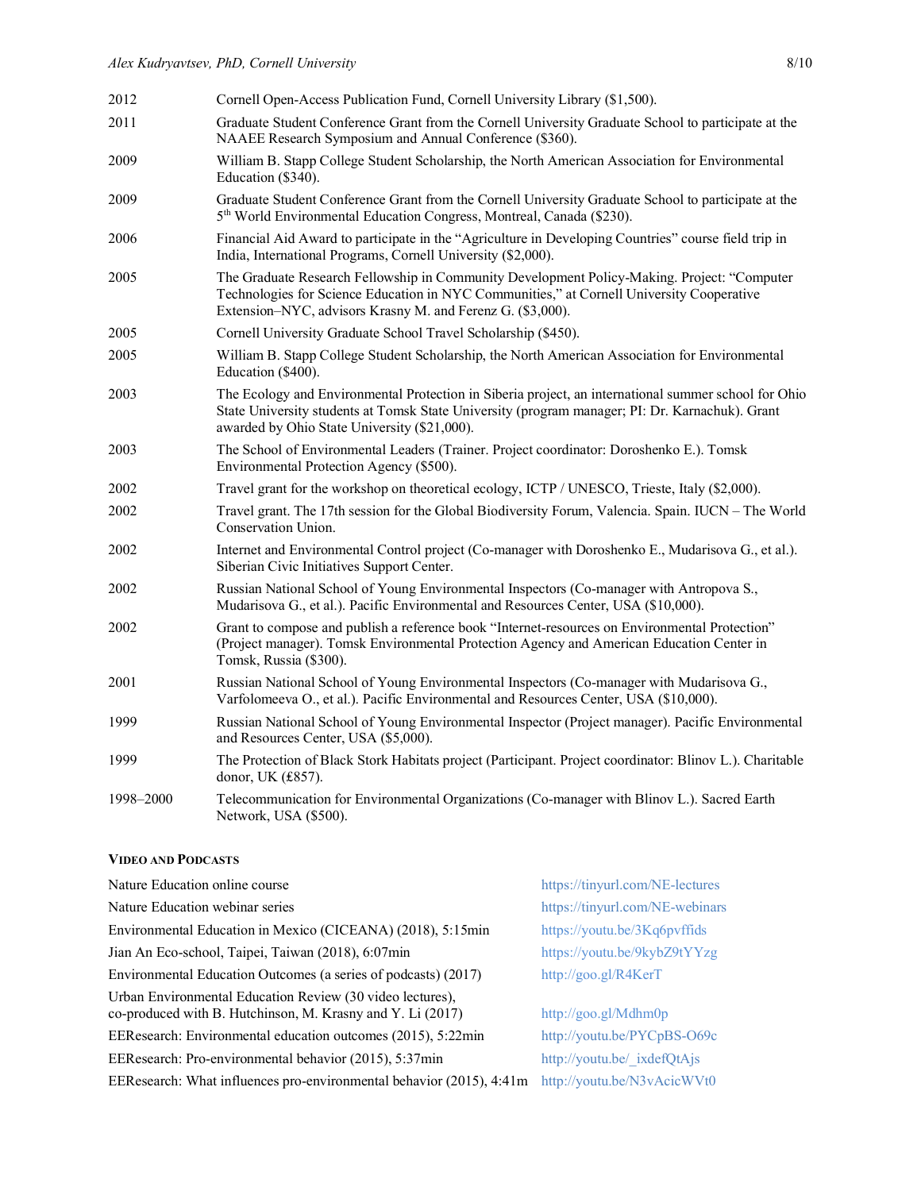| | |
|---|---|
| 2012 | Cornell Open-Access Publication Fund, Cornell University Library ($1,500). |
| 2011 | Graduate Student Conference Grant from the Cornell University Graduate School to participate at the NAAEE Research Symposium and Annual Conference ($360). |
| 2009 | William B. Stapp College Student Scholarship, the North American Association for Environmental Education ($340). |
| 2009 | Graduate Student Conference Grant from the Cornell University Graduate School to participate at the 5th World Environmental Education Congress, Montreal, Canada ($230). |
| 2006 | Financial Aid Award to participate in the "Agriculture in Developing Countries" course field trip in India, International Programs, Cornell University ($2,000). |
| 2005 | The Graduate Research Fellowship in Community Development Policy-Making. Project: "Computer Technologies for Science Education in NYC Communities," at Cornell University Cooperative Extension–NYC, advisors Krasny M. and Ferenz G. ($3,000). |
| 2005 | Cornell University Graduate School Travel Scholarship ($450). |
| 2005 | William B. Stapp College Student Scholarship, the North American Association for Environmental Education ($400). |
| 2003 | The Ecology and Environmental Protection in Siberia project, an international summer school for Ohio State University students at Tomsk State University (program manager; PI: Dr. Karnachuk). Grant awarded by Ohio State University ($21,000). |
| 2003 | The School of Environmental Leaders (Trainer. Project coordinator: Doroshenko E.). Tomsk Environmental Protection Agency ($500). |
| 2002 | Travel grant for the workshop on theoretical ecology, ICTP / UNESCO, Trieste, Italy ($2,000). |
| 2002 | Travel grant. The 17th session for the Global Biodiversity Forum, Valencia. Spain. IUCN – The World Conservation Union. |
| 2002 | Internet and Environmental Control project (Co-manager with Doroshenko E., Mudarisova G., et al.). Siberian Civic Initiatives Support Center. |
| 2002 | Russian National School of Young Environmental Inspectors (Co-manager with Antropova S., Mudarisova G., et al.). Pacific Environmental and Resources Center, USA ($10,000). |
| 2002 | Grant to compose and publish a reference book "Internet-resources on Environmental Protection" (Project manager). Tomsk Environmental Protection Agency and American Education Center in Tomsk, Russia ($300). |
| 2001 | Russian National School of Young Environmental Inspectors (Co-manager with Mudarisova G., Varfolomeeva O., et al.). Pacific Environmental and Resources Center, USA ($10,000). |
| 1999 | Russian National School of Young Environmental Inspector (Project manager). Pacific Environmental and Resources Center, USA ($5,000). |
| 1999 | The Protection of Black Stork Habitats project (Participant. Project coordinator: Blinov L.). Charitable donor, UK (£857). |
| 1998–2000 | Telecommunication for Environmental Organizations (Co-manager with Blinov L.). Sacred Earth Network, USA ($500). |

## Video and Podcasts

| | |
|---|---|
| Nature Education online course | https://tinyurl.com/NE-lectures |
| Nature Education webinar series | https://tinyurl.com/NE-webinars |
| Environmental Education in Mexico (CICEANA) (2018), 5:15min | https://youtu.be/3Kq6pvffids |
| Jian An Eco-school, Taipei, Taiwan (2018), 6:07min | https://youtu.be/9kybZ9tYYzg |
| Environmental Education Outcomes (a series of podcasts) (2017) | http://goo.gl/R4KerT |
| Urban Environmental Education Review (30 video lectures), co-produced with B. Hutchinson, M. Krasny and Y. Li (2017) | http://goo.gl/Mdhm0p |
| EEResearch: Environmental education outcomes (2015), 5:22min | http://youtu.be/PYCpBS-O69c |
| EEResearch: Pro-environmental behavior (2015), 5:37min | http://youtu.be/_ixdefQtAjs |
| EEResearch: What influences pro-environmental behavior (2015), 4:41m | http://youtu.be/N3vAcicWVt0 |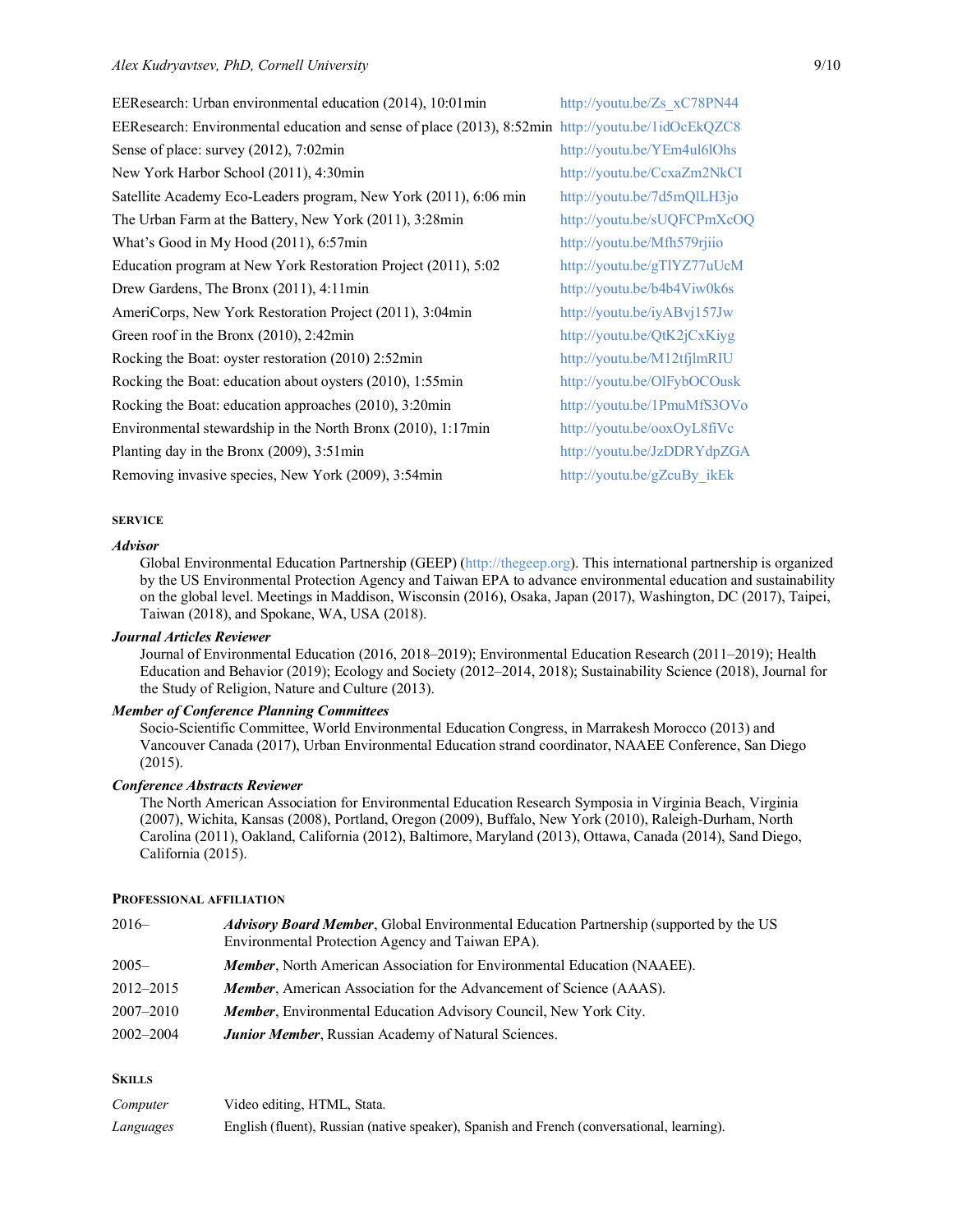| | |
|---|---|
| EEResearch: Urban environmental education (2014), 10:01min | http://youtu.be/Zs_xC78PN44 |
| EEResearch: Environmental education and sense of place (2013), 8:52min | http://youtu.be/1idOcEkQZC8 |
| Sense of place: survey (2012), 7:02min | http://youtu.be/YEm4ul6lOhs |
| New York Harbor School (2011), 4:30min | http://youtu.be/CcxaZm2NkCI |
| Satellite Academy Eco-Leaders program, New York (2011), 6:06 min | http://youtu.be/7d5mQlLH3jo |
| The Urban Farm at the Battery, New York (2011), 3:28min | http://youtu.be/sUQFCPmXcOQ |
| What's Good in My Hood (2011), 6:57min | http://youtu.be/Mfh579rjiio |
| Education program at New York Restoration Project (2011), 5:02 | http://youtu.be/gTlYZ77uUcM |
| Drew Gardens, The Bronx (2011), 4:11min | http://youtu.be/b4b4Viw0k6s |
| AmeriCorps, New York Restoration Project (2011), 3:04min | http://youtu.be/iyABvj157Jw |
| Green roof in the Bronx (2010), 2:42min | http://youtu.be/QtK2jCxKiyg |
| Rocking the Boat: oyster restoration (2010) 2:52min | http://youtu.be/M12tfjlmRIU |
| Rocking the Boat: education about oysters (2010), 1:55min | http://youtu.be/OlFybOCOusk |
| Rocking the Boat: education approaches (2010), 3:20min | http://youtu.be/1PmuMfS3OVo |
| Environmental stewardship in the North Bronx (2010), 1:17min | http://youtu.be/ooxOyL8fiVc |
| Planting day in the Bronx (2009), 3:51min | http://youtu.be/JzDDRYdpZGA |
| Removing invasive species, New York (2009), 3:54min | http://youtu.be/gZcuBy_ikEk |

## SERVICE

***Advisor***

Global Environmental Education Partnership (GEEP) (http://thegeep.org). This international partnership is organized by the US Environmental Protection Agency and Taiwan EPA to advance environmental education and sustainability on the global level. Meetings in Maddison, Wisconsin (2016), Osaka, Japan (2017), Washington, DC (2017), Taipei, Taiwan (2018), and Spokane, WA, USA (2018).

***Journal Articles Reviewer***

Journal of Environmental Education (2016, 2018–2019); Environmental Education Research (2011–2019); Health Education and Behavior (2019); Ecology and Society (2012–2014, 2018); Sustainability Science (2018), Journal for the Study of Religion, Nature and Culture (2013).

***Member of Conference Planning Committees***

Socio-Scientific Committee, World Environmental Education Congress, in Marrakesh Morocco (2013) and Vancouver Canada (2017), Urban Environmental Education strand coordinator, NAAEE Conference, San Diego (2015).

***Conference Abstracts Reviewer***

The North American Association for Environmental Education Research Symposia in Virginia Beach, Virginia (2007), Wichita, Kansas (2008), Portland, Oregon (2009), Buffalo, New York (2010), Raleigh-Durham, North Carolina (2011), Oakland, California (2012), Baltimore, Maryland (2013), Ottawa, Canada (2014), Sand Diego, California (2015).

## PROFESSIONAL AFFILIATION

| | |
|---|---|
| 2016– | ***Advisory Board Member***, Global Environmental Education Partnership (supported by the US Environmental Protection Agency and Taiwan EPA). |
| 2005– | ***Member***, North American Association for Environmental Education (NAAEE). |
| 2012–2015 | ***Member***, American Association for the Advancement of Science (AAAS). |
| 2007–2010 | ***Member***, Environmental Education Advisory Council, New York City. |
| 2002–2004 | ***Junior Member***, Russian Academy of Natural Sciences. |

## SKILLS

| | |
|---|---|
| *Computer* | Video editing, HTML, Stata. |
| *Languages* | English (fluent), Russian (native speaker), Spanish and French (conversational, learning). |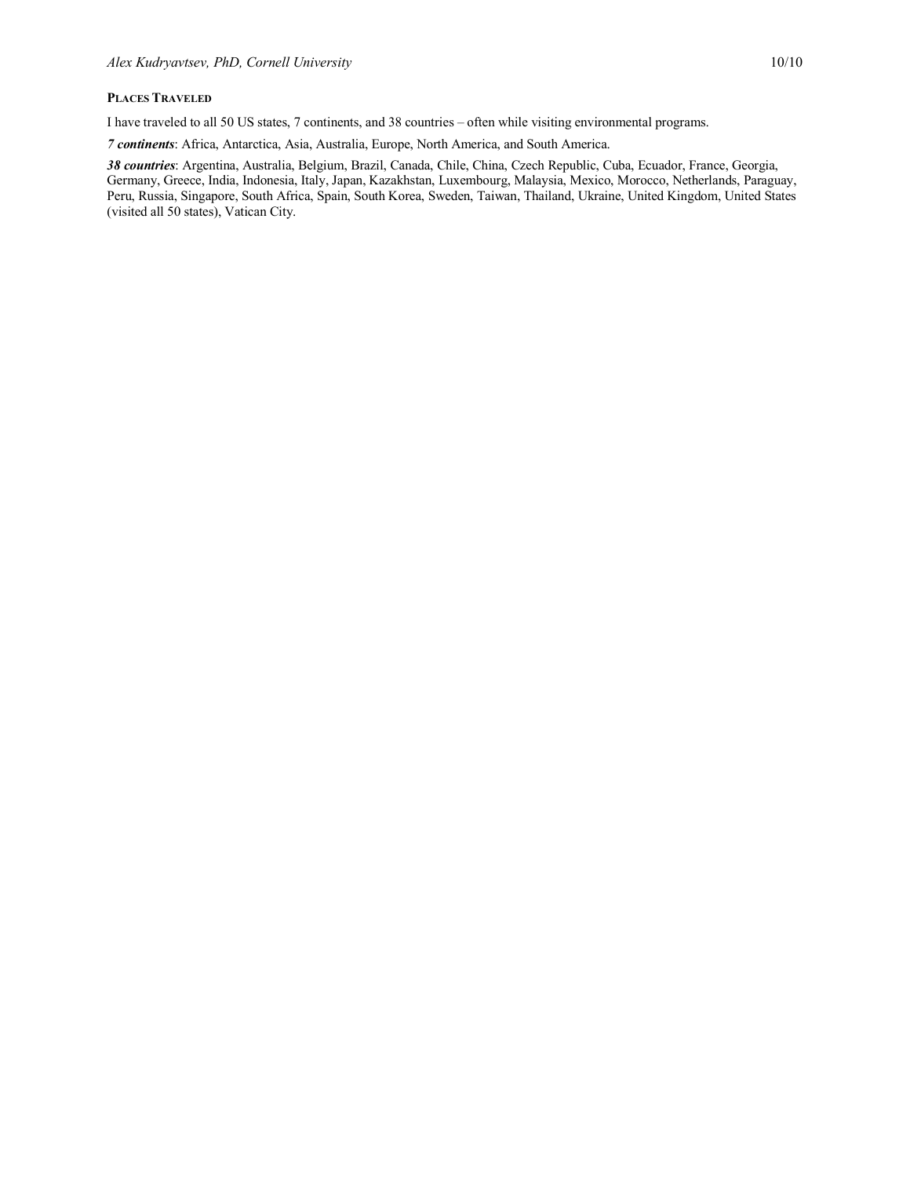## Places Traveled

I have traveled to all 50 US states, 7 continents, and 38 countries – often while visiting environmental programs.

***7 continents***: Africa, Antarctica, Asia, Australia, Europe, North America, and South America.

***38 countries***: Argentina, Australia, Belgium, Brazil, Canada, Chile, China, Czech Republic, Cuba, Ecuador, France, Georgia, Germany, Greece, India, Indonesia, Italy, Japan, Kazakhstan, Luxembourg, Malaysia, Mexico, Morocco, Netherlands, Paraguay, Peru, Russia, Singapore, South Africa, Spain, South Korea, Sweden, Taiwan, Thailand, Ukraine, United Kingdom, United States (visited all 50 states), Vatican City.